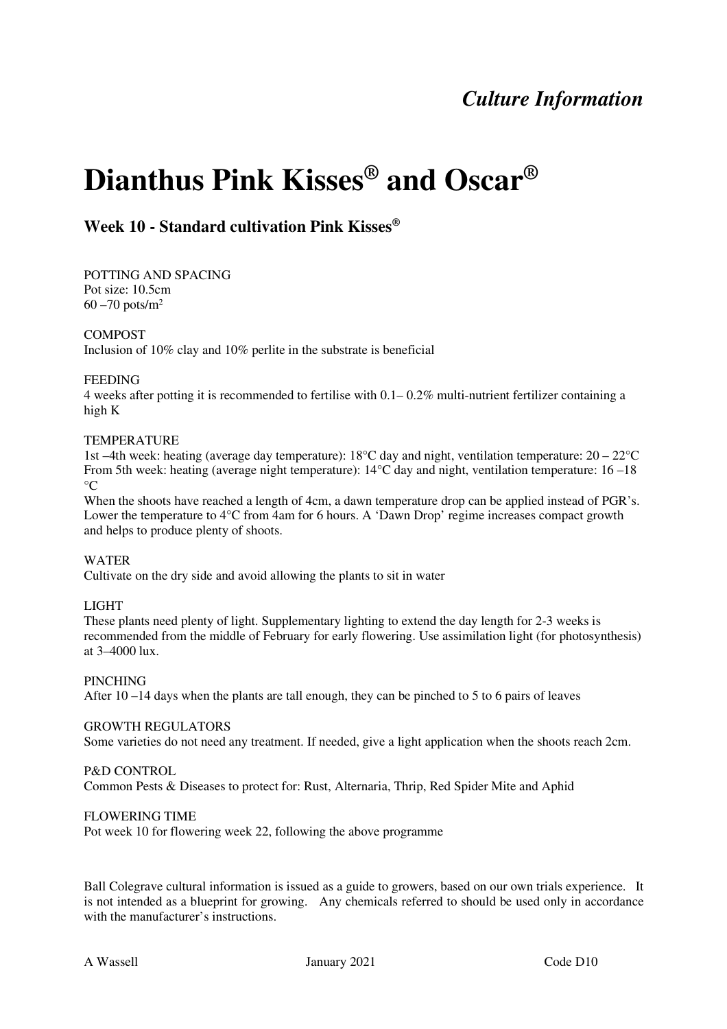*Culture Information*

# Dianthus Pink Kisses® and Oscar®

## Week 10 - Standard cultivation Pink Kisses®

POTTING AND SPACING
Pot size: 10.5cm
60 –70 pots/m²

COMPOST
Inclusion of 10% clay and 10% perlite in the substrate is beneficial

FEEDING
4 weeks after potting it is recommended to fertilise with 0.1– 0.2% multi-nutrient fertilizer containing a high K

TEMPERATURE
1st –4th week: heating (average day temperature): 18°C day and night, ventilation temperature: 20 – 22°C
From 5th week: heating (average night temperature): 14°C day and night, ventilation temperature: 16 –18 °C
When the shoots have reached a length of 4cm, a dawn temperature drop can be applied instead of PGR's. Lower the temperature to 4°C from 4am for 6 hours. A 'Dawn Drop' regime increases compact growth and helps to produce plenty of shoots.

WATER
Cultivate on the dry side and avoid allowing the plants to sit in water

LIGHT
These plants need plenty of light. Supplementary lighting to extend the day length for 2-3 weeks is recommended from the middle of February for early flowering. Use assimilation light (for photosynthesis) at 3–4000 lux.

PINCHING
After 10 –14 days when the plants are tall enough, they can be pinched to 5 to 6 pairs of leaves

GROWTH REGULATORS
Some varieties do not need any treatment. If needed, give a light application when the shoots reach 2cm.

P&D CONTROL
Common Pests & Diseases to protect for: Rust, Alternaria, Thrip, Red Spider Mite and Aphid

FLOWERING TIME
Pot week 10 for flowering week 22, following the above programme

Ball Colegrave cultural information is issued as a guide to growers, based on our own trials experience. It is not intended as a blueprint for growing. Any chemicals referred to should be used only in accordance with the manufacturer's instructions.

A Wassell January 2021 Code D10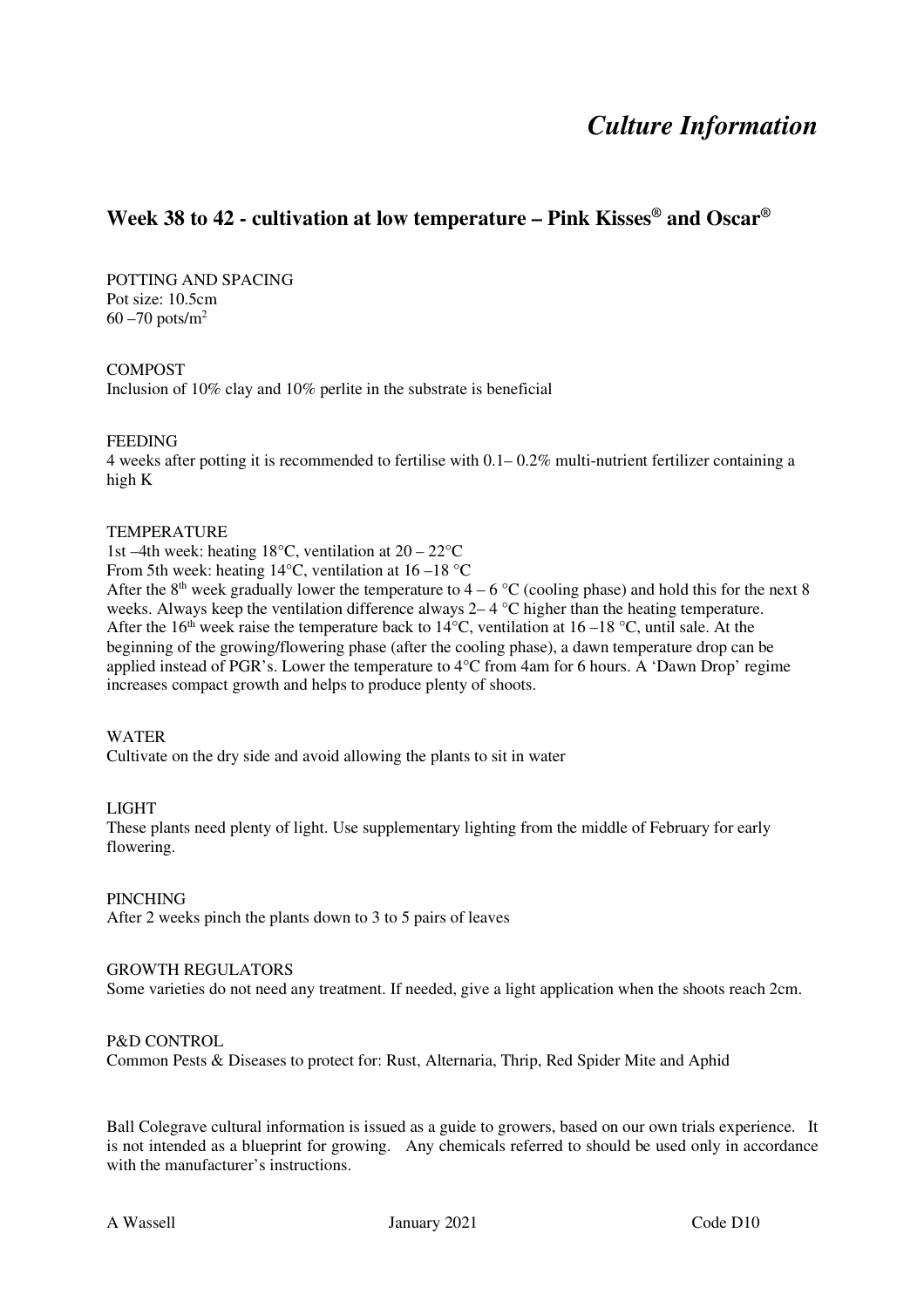# *Culture Information*

## Week 38 to 42 - cultivation at low temperature – Pink Kisses® and Oscar®

POTTING AND SPACING
Pot size: 10.5cm
60 –70 pots/m²

COMPOST
Inclusion of 10% clay and 10% perlite in the substrate is beneficial

FEEDING
4 weeks after potting it is recommended to fertilise with 0.1– 0.2% multi-nutrient fertilizer containing a high K

TEMPERATURE
1st –4th week: heating 18°C, ventilation at 20 – 22°C
From 5th week: heating 14°C, ventilation at 16 –18 °C
After the 8th week gradually lower the temperature to 4 – 6 °C (cooling phase) and hold this for the next 8 weeks. Always keep the ventilation difference always 2– 4 °C higher than the heating temperature.
After the 16th week raise the temperature back to 14°C, ventilation at 16 –18 °C, until sale. At the beginning of the growing/flowering phase (after the cooling phase), a dawn temperature drop can be applied instead of PGR's. Lower the temperature to 4°C from 4am for 6 hours. A 'Dawn Drop' regime increases compact growth and helps to produce plenty of shoots.

WATER
Cultivate on the dry side and avoid allowing the plants to sit in water

LIGHT
These plants need plenty of light. Use supplementary lighting from the middle of February for early flowering.

PINCHING
After 2 weeks pinch the plants down to 3 to 5 pairs of leaves

GROWTH REGULATORS
Some varieties do not need any treatment. If needed, give a light application when the shoots reach 2cm.

P&D CONTROL
Common Pests & Diseases to protect for: Rust, Alternaria, Thrip, Red Spider Mite and Aphid

Ball Colegrave cultural information is issued as a guide to growers, based on our own trials experience. It is not intended as a blueprint for growing. Any chemicals referred to should be used only in accordance with the manufacturer's instructions.

A Wassell January 2021 Code D10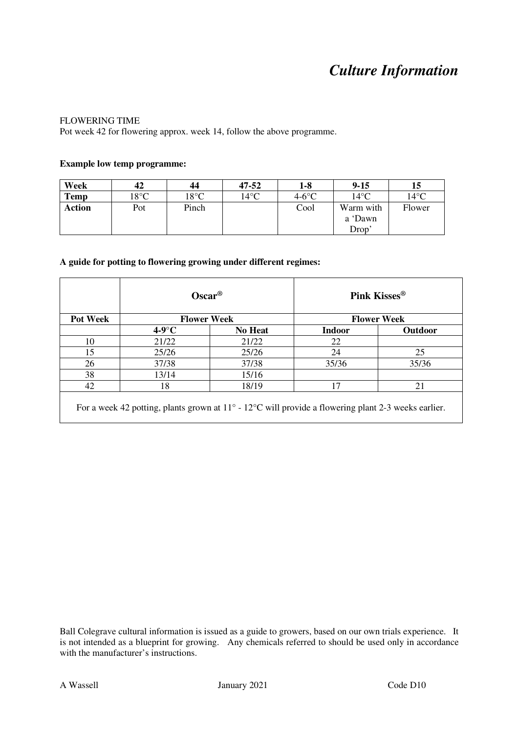# *Culture Information*

FLOWERING TIME
Pot week 42 for flowering approx. week 14, follow the above programme.

**Example low temp programme:**

| **Week** | **42** | **44** | **47-52** | **1-8** | **9-15** | **15** |
|---|---|---|---|---|---|---|
| **Temp** | 18°C | 18°C | 14°C | 4-6°C | 14°C | 14°C |
| **Action** | Pot | Pinch | | Cool | Warm with a 'Dawn Drop' | Flower |

**A guide for potting to flowering growing under different regimes:**

| | **Oscar®** | | **Pink Kisses®** | |
|---|---|---|---|---|
| **Pot Week** | **Flower Week** | | **Flower Week** | |
| | **4-9°C** | **No Heat** | **Indoor** | **Outdoor** |
| 10 | 21/22 | 21/22 | 22 | |
| 15 | 25/26 | 25/26 | 24 | 25 |
| 26 | 37/38 | 37/38 | 35/36 | 35/36 |
| 38 | 13/14 | 15/16 | | |
| 42 | 18 | 18/19 | 17 | 21 |

For a week 42 potting, plants grown at 11° - 12°C will provide a flowering plant 2-3 weeks earlier.

Ball Colegrave cultural information is issued as a guide to growers, based on our own trials experience. It is not intended as a blueprint for growing. Any chemicals referred to should be used only in accordance with the manufacturer's instructions.

A Wassell January 2021 Code D10